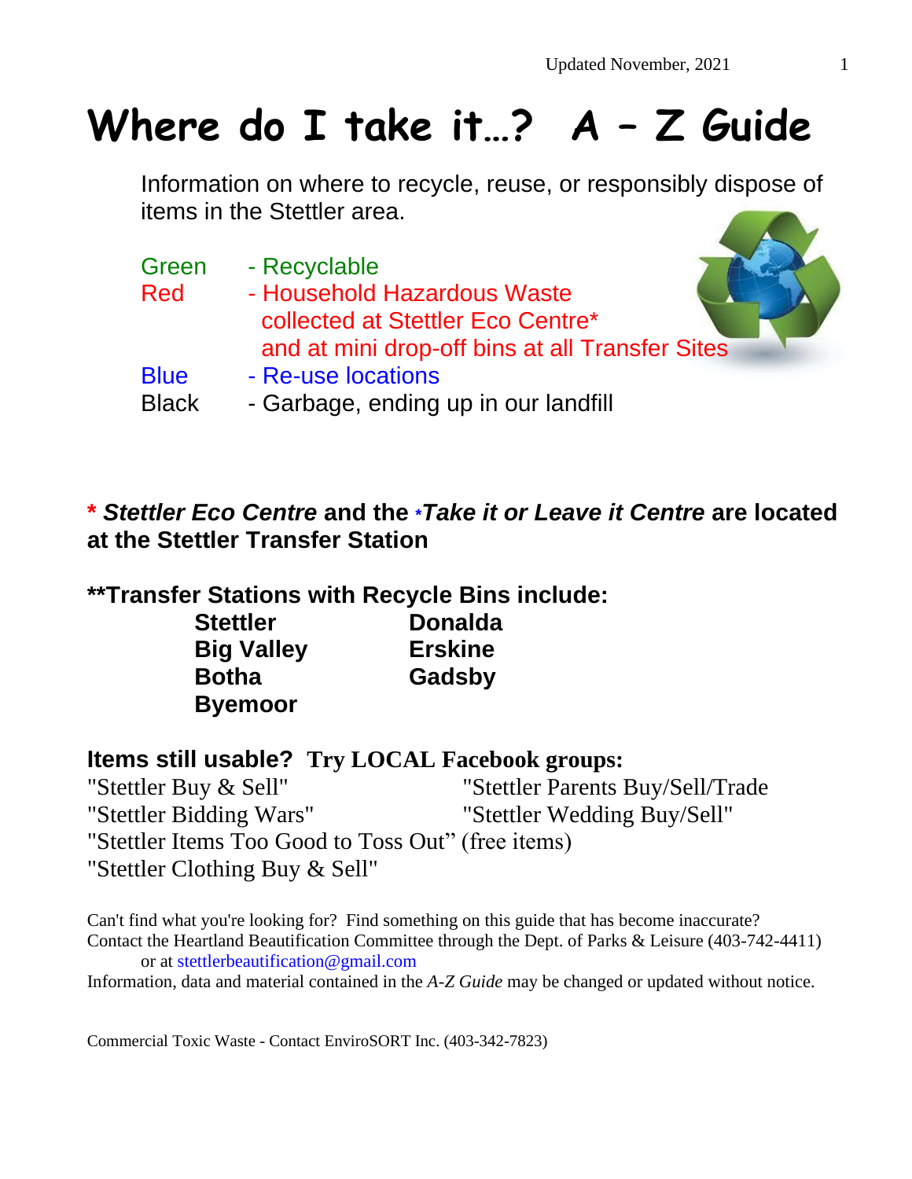Updated November, 2021

# Where do I take it…? A – Z Guide

Information on where to recycle, reuse, or responsibly dispose of items in the Stettler area.

- Green - Recyclable
- Red - Household Hazardous Waste collected at Stettler Eco Centre* and at mini drop-off bins at all Transfer Sites
- Blue - Re-use locations
- Black - Garbage, ending up in our landfill

**\* *Stettler Eco Centre* and the *\*Take it or Leave it Centre* are located at the Stettler Transfer Station**

**\*\*Transfer Stations with Recycle Bins include:**

| | |
|---|---|
| **Stettler** | **Donalda** |
| **Big Valley** | **Erskine** |
| **Botha** | **Gadsby** |
| **Byemoor** | |

**Items still usable? Try LOCAL Facebook groups:**

- "Stettler Buy & Sell"
- "Stettler Parents Buy/Sell/Trade
- "Stettler Bidding Wars"
- "Stettler Wedding Buy/Sell"
- "Stettler Items Too Good to Toss Out" (free items)
- "Stettler Clothing Buy & Sell"

Can't find what you're looking for? Find something on this guide that has become inaccurate? Contact the Heartland Beautification Committee through the Dept. of Parks & Leisure (403-742-4411) or at stettlerbeautification@gmail.com

Information, data and material contained in the *A-Z Guide* may be changed or updated without notice.

Commercial Toxic Waste - Contact EnviroSORT Inc. (403-342-7823)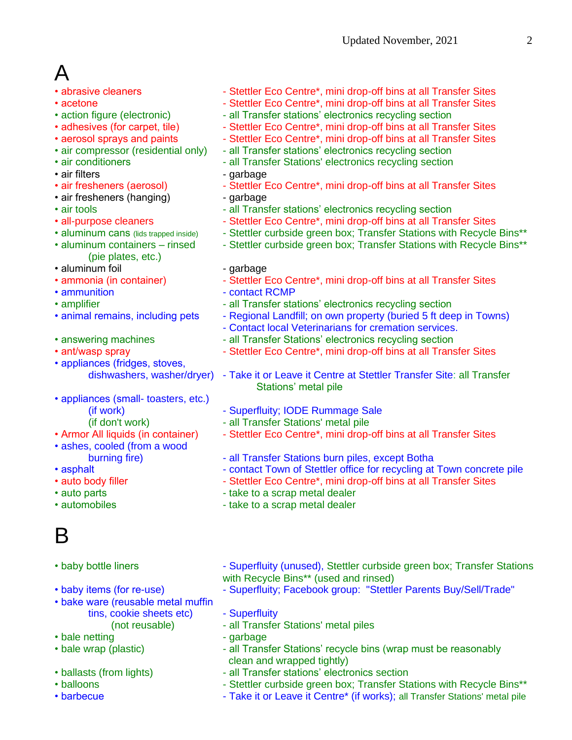# A

- abrasive cleaners - Stettler Eco Centre*, mini drop-off bins at all Transfer Sites
- acetone - Stettler Eco Centre*, mini drop-off bins at all Transfer Sites
- action figure (electronic) - all Transfer stations' electronics recycling section
- adhesives (for carpet, tile) - Stettler Eco Centre*, mini drop-off bins at all Transfer Sites
- aerosol sprays and paints - Stettler Eco Centre*, mini drop-off bins at all Transfer Sites
- air compressor (residential only) - all Transfer stations' electronics recycling section
- air conditioners - all Transfer Stations' electronics recycling section
- air filters - garbage
- air fresheners (aerosol) - Stettler Eco Centre*, mini drop-off bins at all Transfer Sites
- air fresheners (hanging) - garbage
- air tools - all Transfer stations' electronics recycling section
- all-purpose cleaners - Stettler Eco Centre*, mini drop-off bins at all Transfer Sites
- aluminum cans (lids trapped inside) - Stettler curbside green box; Transfer Stations with Recycle Bins**
- aluminum containers – rinsed (pie plates, etc.) - Stettler curbside green box; Transfer Stations with Recycle Bins**
- aluminum foil - garbage
- ammonia (in container) - Stettler Eco Centre*, mini drop-off bins at all Transfer Sites
- ammunition - contact RCMP
- amplifier - all Transfer stations' electronics recycling section
- animal remains, including pets - Regional Landfill; on own property (buried 5 ft deep in Towns)
  - Contact local Veterinarians for cremation services.
- answering machines - all Transfer Stations' electronics recycling section
- ant/wasp spray - Stettler Eco Centre*, mini drop-off bins at all Transfer Sites
- appliances (fridges, stoves, dishwashers, washer/dryer) - Take it or Leave it Centre at Stettler Transfer Site: all Transfer Stations' metal pile
- appliances (small- toasters, etc.)
  - (if work) - Superfluity; IODE Rummage Sale
  - (if don't work) - all Transfer Stations' metal pile
- Armor All liquids (in container) - Stettler Eco Centre*, mini drop-off bins at all Transfer Sites
- ashes, cooled (from a wood burning fire) - all Transfer Stations burn piles, except Botha
- asphalt - contact Town of Stettler office for recycling at Town concrete pile
- auto body filler - Stettler Eco Centre*, mini drop-off bins at all Transfer Sites
- auto parts - take to a scrap metal dealer
- automobiles - take to a scrap metal dealer

# B

- baby bottle liners - Superfluity (unused), Stettler curbside green box; Transfer Stations with Recycle Bins** (used and rinsed)
- baby items (for re-use) - Superfluity; Facebook group: "Stettler Parents Buy/Sell/Trade"
- bake ware (reusable metal muffin tins, cookie sheets etc) - Superfluity
  - (not reusable) - all Transfer Stations' metal piles
- bale netting - garbage
- bale wrap (plastic) - all Transfer Stations' recycle bins (wrap must be reasonably clean and wrapped tightly)
- ballasts (from lights) - all Transfer stations' electronics section
- balloons - Stettler curbside green box; Transfer Stations with Recycle Bins**
- barbecue - Take it or Leave it Centre* (if works); all Transfer Stations' metal pile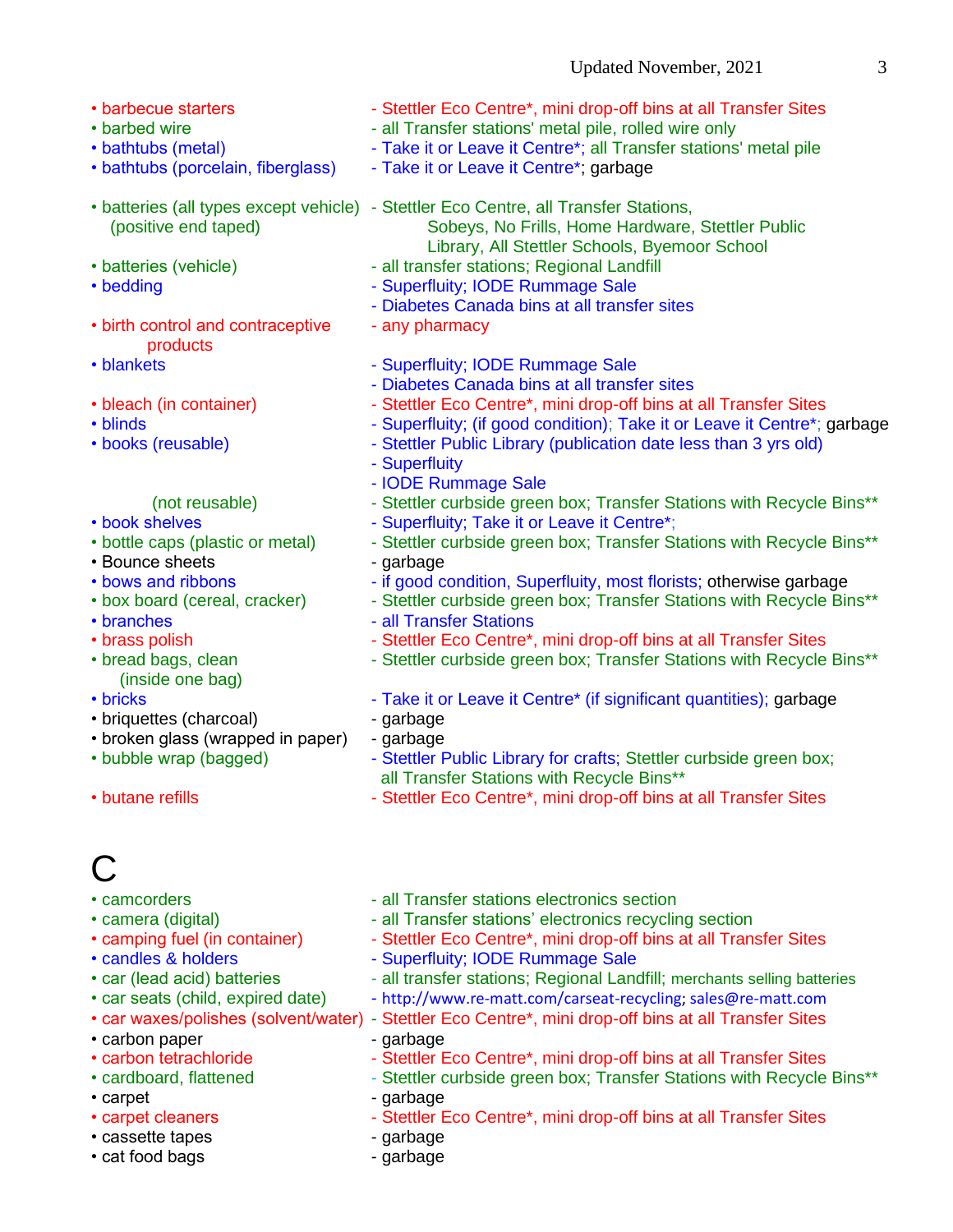- barbecue starters - Stettler Eco Centre*, mini drop-off bins at all Transfer Sites
- barbed wire - all Transfer stations' metal pile, rolled wire only
- bathtubs (metal) - Take it or Leave it Centre*; all Transfer stations' metal pile
- bathtubs (porcelain, fiberglass) - Take it or Leave it Centre*; garbage

- batteries (all types except vehicle) (positive end taped) - Stettler Eco Centre, all Transfer Stations, Sobeys, No Frills, Home Hardware, Stettler Public Library, All Stettler Schools, Byemoor School
- batteries (vehicle) - all transfer stations; Regional Landfill
- bedding - Superfluity; IODE Rummage Sale
  - Diabetes Canada bins at all transfer sites
- birth control and contraceptive products - any pharmacy
- blankets - Superfluity; IODE Rummage Sale
  - Diabetes Canada bins at all transfer sites
- bleach (in container) - Stettler Eco Centre*, mini drop-off bins at all Transfer Sites
- blinds - Superfluity; (if good condition); Take it or Leave it Centre*; garbage
- books (reusable) - Stettler Public Library (publication date less than 3 yrs old)
  - Superfluity
  - IODE Rummage Sale
- (not reusable) - Stettler curbside green box; Transfer Stations with Recycle Bins**
- book shelves - Superfluity; Take it or Leave it Centre*;
- bottle caps (plastic or metal) - Stettler curbside green box; Transfer Stations with Recycle Bins**
- Bounce sheets - garbage
- bows and ribbons - if good condition, Superfluity, most florists; otherwise garbage
- box board (cereal, cracker) - Stettler curbside green box; Transfer Stations with Recycle Bins**
- branches - all Transfer Stations
- brass polish - Stettler Eco Centre*, mini drop-off bins at all Transfer Sites
- bread bags, clean (inside one bag) - Stettler curbside green box; Transfer Stations with Recycle Bins**
- bricks - Take it or Leave it Centre* (if significant quantities); garbage
- briquettes (charcoal) - garbage
- broken glass (wrapped in paper) - garbage
- bubble wrap (bagged) - Stettler Public Library for crafts; Stettler curbside green box; all Transfer Stations with Recycle Bins**
- butane refills - Stettler Eco Centre*, mini drop-off bins at all Transfer Sites

# C

- camcorders - all Transfer stations electronics section
- camera (digital) - all Transfer stations' electronics recycling section
- camping fuel (in container) - Stettler Eco Centre*, mini drop-off bins at all Transfer Sites
- candles & holders - Superfluity; IODE Rummage Sale
- car (lead acid) batteries - all transfer stations; Regional Landfill; merchants selling batteries
- car seats (child, expired date) - http://www.re-matt.com/carseat-recycling; sales@re-matt.com
- car waxes/polishes (solvent/water) - Stettler Eco Centre*, mini drop-off bins at all Transfer Sites
- carbon paper - garbage
- carbon tetrachloride - Stettler Eco Centre*, mini drop-off bins at all Transfer Sites
- cardboard, flattened - Stettler curbside green box; Transfer Stations with Recycle Bins**
- carpet - garbage
- carpet cleaners - Stettler Eco Centre*, mini drop-off bins at all Transfer Sites
- cassette tapes - garbage
- cat food bags - garbage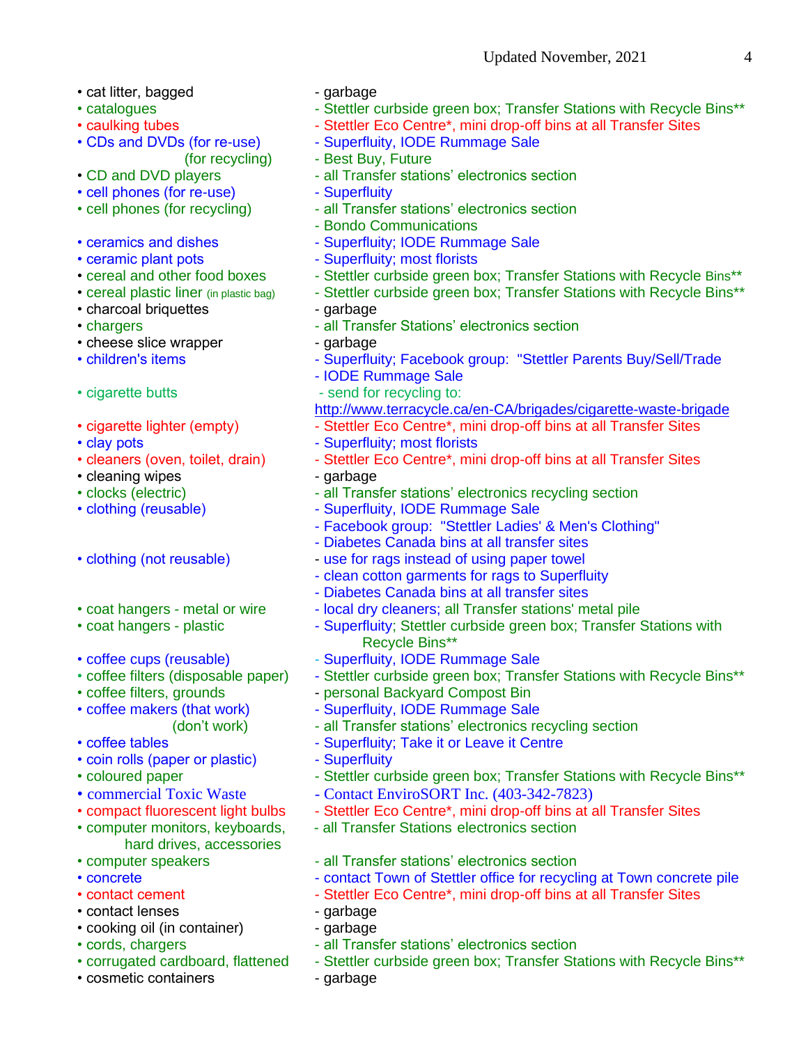- cat litter, bagged - garbage
- catalogues - Stettler curbside green box; Transfer Stations with Recycle Bins**
- caulking tubes - Stettler Eco Centre*, mini drop-off bins at all Transfer Sites
- CDs and DVDs (for re-use) - Superfluity, IODE Rummage Sale
  (for recycling) - Best Buy, Future
- CD and DVD players - all Transfer stations' electronics section
- cell phones (for re-use) - Superfluity
- cell phones (for recycling) - all Transfer stations' electronics section
  - Bondo Communications
- ceramics and dishes - Superfluity; IODE Rummage Sale
- ceramic plant pots - Superfluity; most florists
- cereal and other food boxes - Stettler curbside green box; Transfer Stations with Recycle Bins**
- cereal plastic liner (in plastic bag) - Stettler curbside green box; Transfer Stations with Recycle Bins**
- charcoal briquettes - garbage
- chargers - all Transfer Stations' electronics section
- cheese slice wrapper - garbage
- children's items - Superfluity; Facebook group: "Stettler Parents Buy/Sell/Trade
  - IODE Rummage Sale
- cigarette butts - send for recycling to: http://www.terracycle.ca/en-CA/brigades/cigarette-waste-brigade
- cigarette lighter (empty) - Stettler Eco Centre*, mini drop-off bins at all Transfer Sites
- clay pots - Superfluity; most florists
- cleaners (oven, toilet, drain) - Stettler Eco Centre*, mini drop-off bins at all Transfer Sites
- cleaning wipes - garbage
- clocks (electric) - all Transfer stations' electronics recycling section
- clothing (reusable) - Superfluity, IODE Rummage Sale
  - Facebook group: "Stettler Ladies' & Men's Clothing"
  - Diabetes Canada bins at all transfer sites
- clothing (not reusable) - use for rags instead of using paper towel
  - clean cotton garments for rags to Superfluity
  - Diabetes Canada bins at all transfer sites
- coat hangers - metal or wire - local dry cleaners; all Transfer stations' metal pile
- coat hangers - plastic - Superfluity; Stettler curbside green box; Transfer Stations with Recycle Bins**
- coffee cups (reusable) - Superfluity, IODE Rummage Sale
- coffee filters (disposable paper) - Stettler curbside green box; Transfer Stations with Recycle Bins**
- coffee filters, grounds - personal Backyard Compost Bin
- coffee makers (that work) - Superfluity, IODE Rummage Sale
  (don't work) - all Transfer stations' electronics recycling section
- coffee tables - Superfluity; Take it or Leave it Centre
- coin rolls (paper or plastic) - Superfluity
- coloured paper - Stettler curbside green box; Transfer Stations with Recycle Bins**
- commercial Toxic Waste - Contact EnviroSORT Inc. (403-342-7823)
- compact fluorescent light bulbs - Stettler Eco Centre*, mini drop-off bins at all Transfer Sites
- computer monitors, keyboards, hard drives, accessories - all Transfer Stations electronics section
- computer speakers - all Transfer stations' electronics section
- concrete - contact Town of Stettler office for recycling at Town concrete pile
- contact cement - Stettler Eco Centre*, mini drop-off bins at all Transfer Sites
- contact lenses - garbage
- cooking oil (in container) - garbage
- cords, chargers - all Transfer stations' electronics section
- corrugated cardboard, flattened - Stettler curbside green box; Transfer Stations with Recycle Bins**
- cosmetic containers - garbage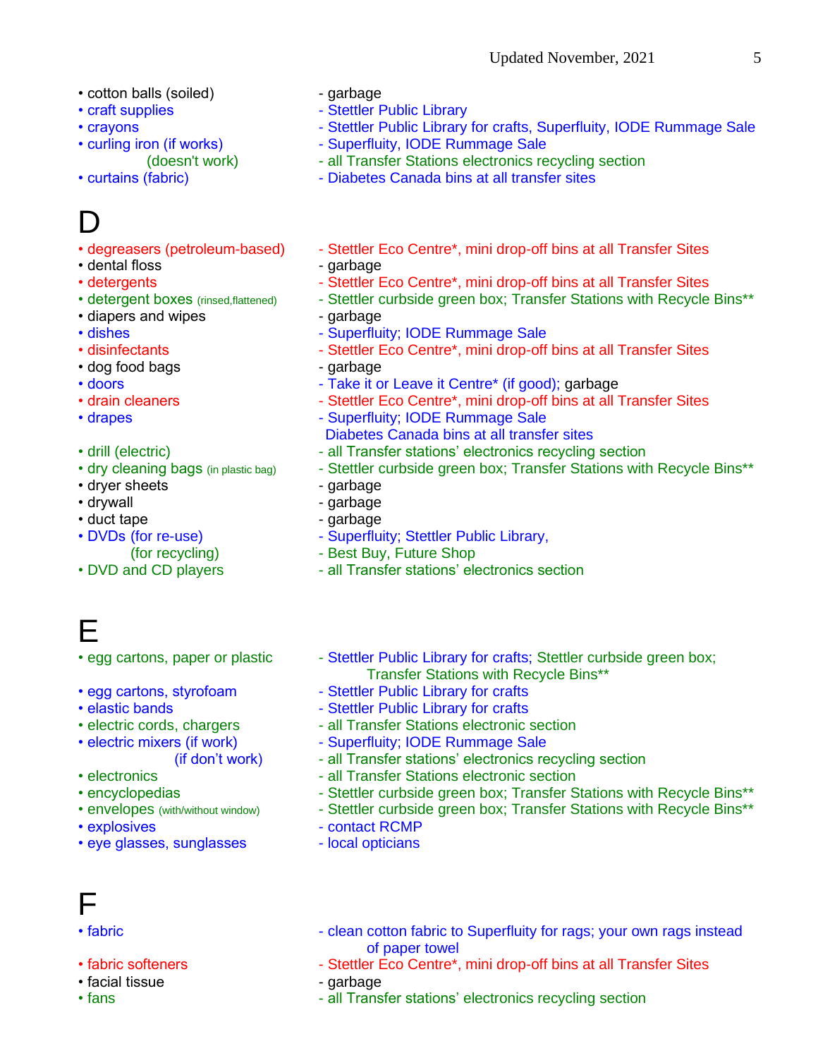• cotton balls (soiled) - garbage
• craft supplies - Stettler Public Library
• crayons - Stettler Public Library for crafts, Superfluity, IODE Rummage Sale
• curling iron (if works) - Superfluity, IODE Rummage Sale
  (doesn't work) - all Transfer Stations electronics recycling section
• curtains (fabric) - Diabetes Canada bins at all transfer sites

# D

• degreasers (petroleum-based) - Stettler Eco Centre*, mini drop-off bins at all Transfer Sites
• dental floss - garbage
• detergents - Stettler Eco Centre*, mini drop-off bins at all Transfer Sites
• detergent boxes (rinsed,flattened) - Stettler curbside green box; Transfer Stations with Recycle Bins**
• diapers and wipes - garbage
• dishes - Superfluity; IODE Rummage Sale
• disinfectants - Stettler Eco Centre*, mini drop-off bins at all Transfer Sites
• dog food bags - garbage
• doors - Take it or Leave it Centre* (if good); garbage
• drain cleaners - Stettler Eco Centre*, mini drop-off bins at all Transfer Sites
• drapes - Superfluity; IODE Rummage Sale
  Diabetes Canada bins at all transfer sites
• drill (electric) - all Transfer stations' electronics recycling section
• dry cleaning bags (in plastic bag) - Stettler curbside green box; Transfer Stations with Recycle Bins**
• dryer sheets - garbage
• drywall - garbage
• duct tape - garbage
• DVDs (for re-use) - Superfluity; Stettler Public Library,
  (for recycling) - Best Buy, Future Shop
• DVD and CD players - all Transfer stations' electronics section

# E

• egg cartons, paper or plastic - Stettler Public Library for crafts; Stettler curbside green box; Transfer Stations with Recycle Bins**
• egg cartons, styrofoam - Stettler Public Library for crafts
• elastic bands - Stettler Public Library for crafts
• electric cords, chargers - all Transfer Stations electronic section
• electric mixers (if work) - Superfluity; IODE Rummage Sale
  (if don't work) - all Transfer stations' electronics recycling section
• electronics - all Transfer Stations electronic section
• encyclopedias - Stettler curbside green box; Transfer Stations with Recycle Bins**
• envelopes (with/without window) - Stettler curbside green box; Transfer Stations with Recycle Bins**
• explosives - contact RCMP
• eye glasses, sunglasses - local opticians

# F

• fabric - clean cotton fabric to Superfluity for rags; your own rags instead of paper towel
• fabric softeners - Stettler Eco Centre*, mini drop-off bins at all Transfer Sites
• facial tissue - garbage
• fans - all Transfer stations' electronics recycling section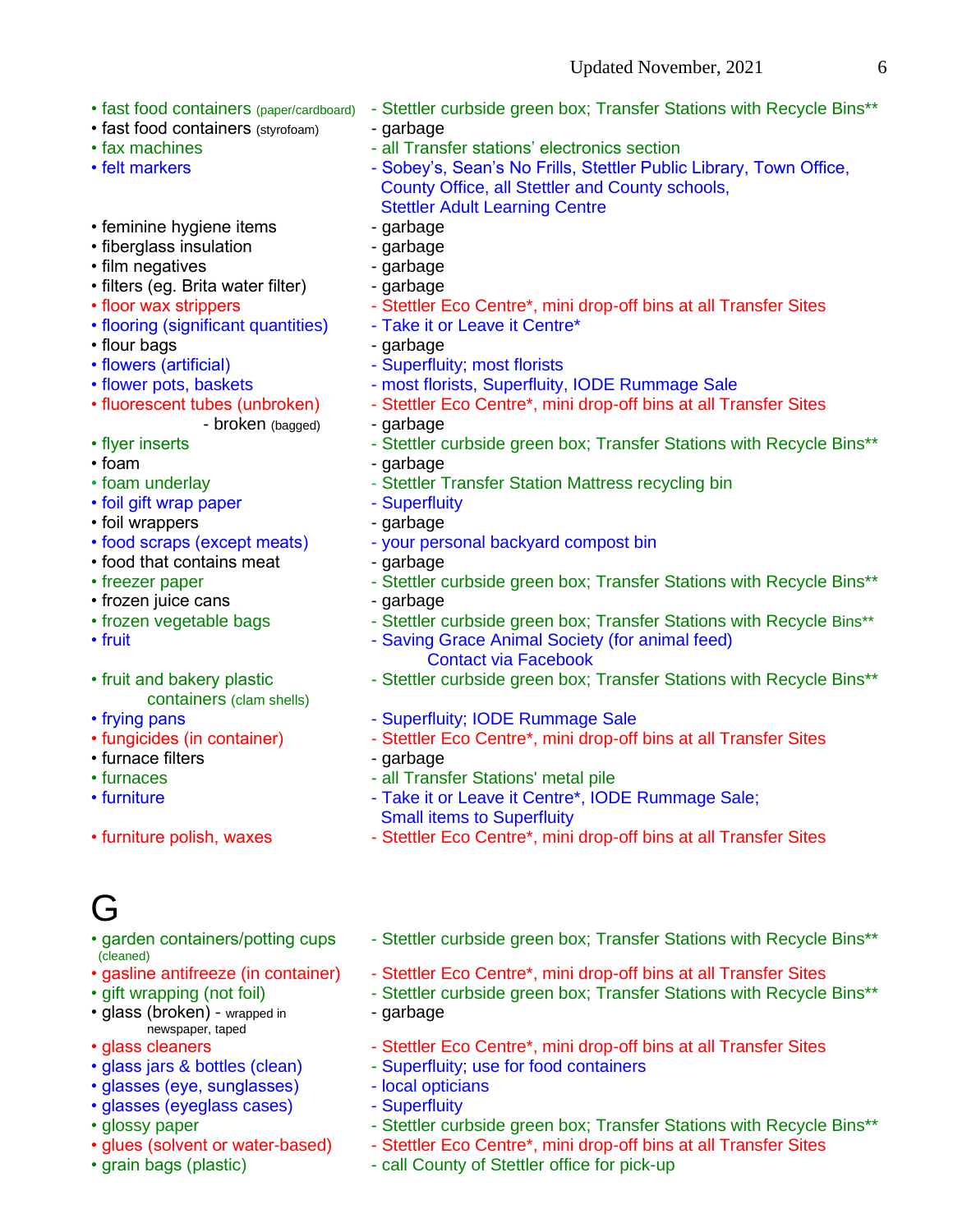- fast food containers (paper/cardboard) - Stettler curbside green box; Transfer Stations with Recycle Bins**
- fast food containers (styrofoam) - garbage
- fax machines - all Transfer stations' electronics section
- felt markers - Sobey's, Sean's No Frills, Stettler Public Library, Town Office, County Office, all Stettler and County schools, Stettler Adult Learning Centre
- feminine hygiene items - garbage
- fiberglass insulation - garbage
- film negatives - garbage
- filters (eg. Brita water filter) - garbage
- floor wax strippers - Stettler Eco Centre*, mini drop-off bins at all Transfer Sites
- flooring (significant quantities) - Take it or Leave it Centre*
- flour bags - garbage
- flowers (artificial) - Superfluity; most florists
- flower pots, baskets - most florists, Superfluity, IODE Rummage Sale
- fluorescent tubes (unbroken) - Stettler Eco Centre*, mini drop-off bins at all Transfer Sites
  - broken (bagged) - garbage
- flyer inserts - Stettler curbside green box; Transfer Stations with Recycle Bins**
- foam - garbage
- foam underlay - Stettler Transfer Station Mattress recycling bin
- foil gift wrap paper - Superfluity
- foil wrappers - garbage
- food scraps (except meats) - your personal backyard compost bin
- food that contains meat - garbage
- freezer paper - Stettler curbside green box; Transfer Stations with Recycle Bins**
- frozen juice cans - garbage
- frozen vegetable bags - Stettler curbside green box; Transfer Stations with Recycle Bins**
- fruit - Saving Grace Animal Society (for animal feed) Contact via Facebook
- fruit and bakery plastic containers (clam shells) - Stettler curbside green box; Transfer Stations with Recycle Bins**
- frying pans - Superfluity; IODE Rummage Sale
- fungicides (in container) - Stettler Eco Centre*, mini drop-off bins at all Transfer Sites
- furnace filters - garbage
- furnaces - all Transfer Stations' metal pile
- furniture - Take it or Leave it Centre*, IODE Rummage Sale; Small items to Superfluity
- furniture polish, waxes - Stettler Eco Centre*, mini drop-off bins at all Transfer Sites

# G

- garden containers/potting cups (cleaned) - Stettler curbside green box; Transfer Stations with Recycle Bins**
- gasline antifreeze (in container) - Stettler Eco Centre*, mini drop-off bins at all Transfer Sites
- gift wrapping (not foil) - Stettler curbside green box; Transfer Stations with Recycle Bins**
- glass (broken) - wrapped in newspaper, taped - garbage
- glass cleaners - Stettler Eco Centre*, mini drop-off bins at all Transfer Sites
- glass jars & bottles (clean) - Superfluity; use for food containers
- glasses (eye, sunglasses) - local opticians
- glasses (eyeglass cases) - Superfluity
- glossy paper - Stettler curbside green box; Transfer Stations with Recycle Bins**
- glues (solvent or water-based) - Stettler Eco Centre*, mini drop-off bins at all Transfer Sites
- grain bags (plastic) - call County of Stettler office for pick-up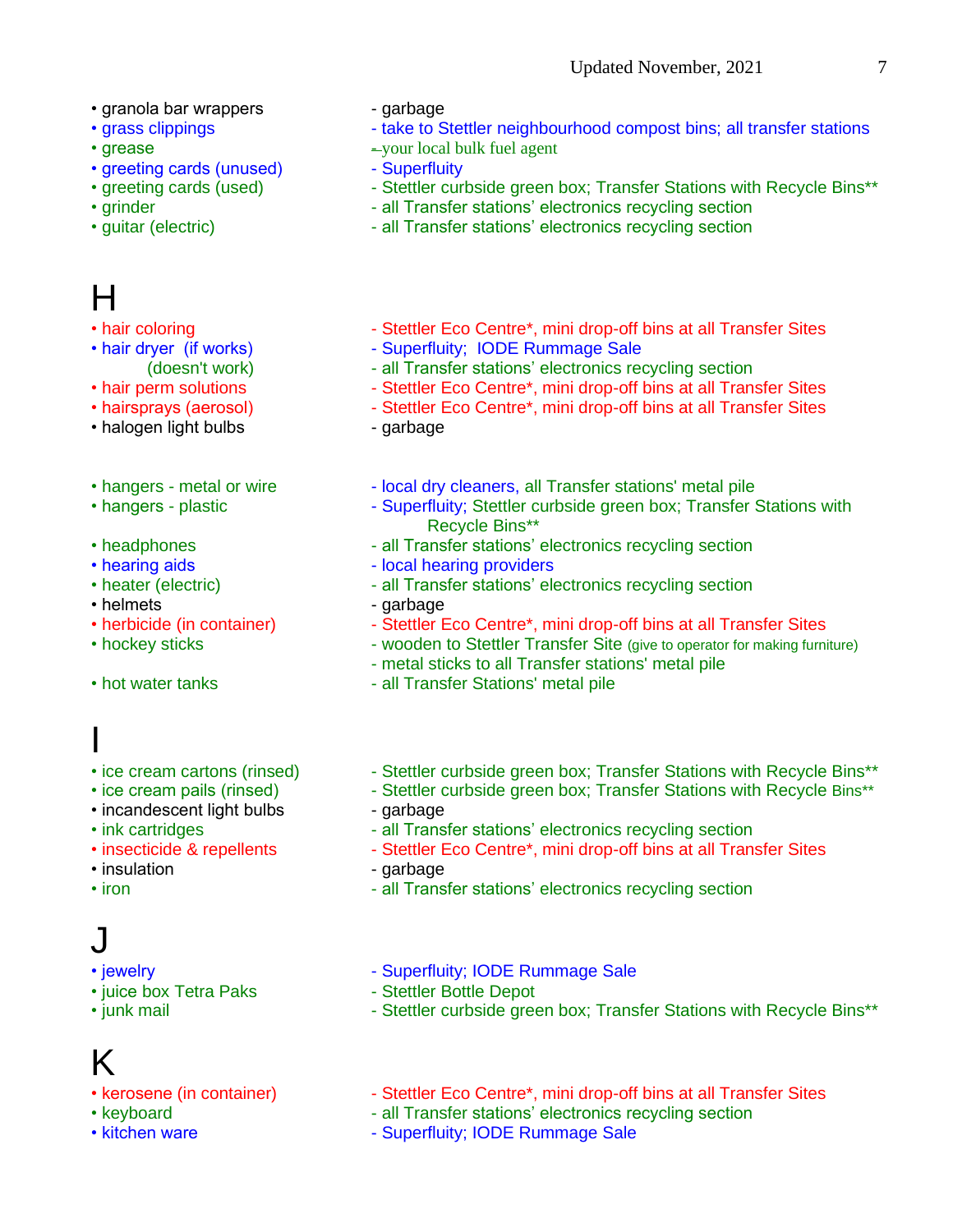- granola bar wrappers - garbage
- grass clippings - take to Stettler neighbourhood compost bins; all transfer stations
- grease - your local bulk fuel agent
- greeting cards (unused) - Superfluity
- greeting cards (used) - Stettler curbside green box; Transfer Stations with Recycle Bins**
- grinder - all Transfer stations' electronics recycling section
- guitar (electric) - all Transfer stations' electronics recycling section

# H

- hair coloring - Stettler Eco Centre*, mini drop-off bins at all Transfer Sites
- hair dryer (if works) - Superfluity; IODE Rummage Sale
  (doesn't work) - all Transfer stations' electronics recycling section
- hair perm solutions - Stettler Eco Centre*, mini drop-off bins at all Transfer Sites
- hairsprays (aerosol) - Stettler Eco Centre*, mini drop-off bins at all Transfer Sites
- halogen light bulbs - garbage

- hangers - metal or wire - local dry cleaners, all Transfer stations' metal pile
- hangers - plastic - Superfluity; Stettler curbside green box; Transfer Stations with Recycle Bins**
- headphones - all Transfer stations' electronics recycling section
- hearing aids - local hearing providers
- heater (electric) - all Transfer stations' electronics recycling section
- helmets - garbage
- herbicide (in container) - Stettler Eco Centre*, mini drop-off bins at all Transfer Sites
- hockey sticks - wooden to Stettler Transfer Site (give to operator for making furniture)
  - metal sticks to all Transfer stations' metal pile
- hot water tanks - all Transfer Stations' metal pile

# I

- ice cream cartons (rinsed) - Stettler curbside green box; Transfer Stations with Recycle Bins**
- ice cream pails (rinsed) - Stettler curbside green box; Transfer Stations with Recycle Bins**
- incandescent light bulbs - garbage
- ink cartridges - all Transfer stations' electronics recycling section
- insecticide & repellents - Stettler Eco Centre*, mini drop-off bins at all Transfer Sites
- insulation - garbage
- iron - all Transfer stations' electronics recycling section

# J

- jewelry - Superfluity; IODE Rummage Sale
- juice box Tetra Paks - Stettler Bottle Depot
- junk mail - Stettler curbside green box; Transfer Stations with Recycle Bins**

# K

- kerosene (in container) - Stettler Eco Centre*, mini drop-off bins at all Transfer Sites
- keyboard - all Transfer stations' electronics recycling section
- kitchen ware - Superfluity; IODE Rummage Sale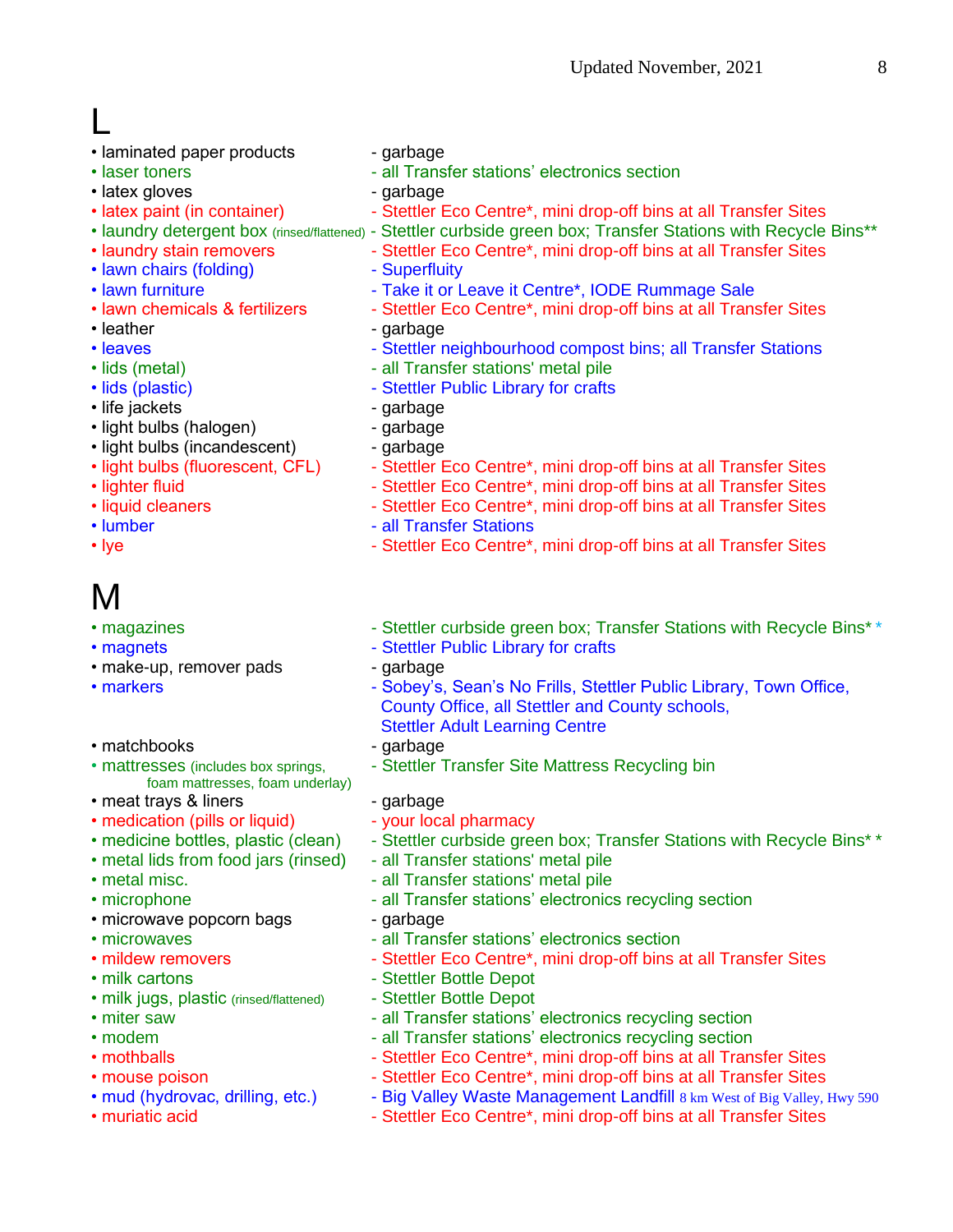# L

- laminated paper products - garbage
- laser toners - all Transfer stations' electronics section
- latex gloves - garbage
- latex paint (in container) - Stettler Eco Centre*, mini drop-off bins at all Transfer Sites
- laundry detergent box (rinsed/flattened) - Stettler curbside green box; Transfer Stations with Recycle Bins**
- laundry stain removers - Stettler Eco Centre*, mini drop-off bins at all Transfer Sites
- lawn chairs (folding) - Superfluity
- lawn furniture - Take it or Leave it Centre*, IODE Rummage Sale
- lawn chemicals & fertilizers - Stettler Eco Centre*, mini drop-off bins at all Transfer Sites
- leather - garbage
- leaves - Stettler neighbourhood compost bins; all Transfer Stations
- lids (metal) - all Transfer stations' metal pile
- lids (plastic) - Stettler Public Library for crafts
- life jackets - garbage
- light bulbs (halogen) - garbage
- light bulbs (incandescent) - garbage
- light bulbs (fluorescent, CFL) - Stettler Eco Centre*, mini drop-off bins at all Transfer Sites
- lighter fluid - Stettler Eco Centre*, mini drop-off bins at all Transfer Sites
- liquid cleaners - Stettler Eco Centre*, mini drop-off bins at all Transfer Sites
- lumber - all Transfer Stations
- lye - Stettler Eco Centre*, mini drop-off bins at all Transfer Sites

# M

- magazines - Stettler curbside green box; Transfer Stations with Recycle Bins**
- magnets - Stettler Public Library for crafts
- make-up, remover pads - garbage
- markers - Sobey's, Sean's No Frills, Stettler Public Library, Town Office, County Office, all Stettler and County schools, Stettler Adult Learning Centre
- matchbooks - garbage
- mattresses (includes box springs, foam mattresses, foam underlay) - Stettler Transfer Site Mattress Recycling bin
- meat trays & liners - garbage
- medication (pills or liquid) - your local pharmacy
- medicine bottles, plastic (clean) - Stettler curbside green box; Transfer Stations with Recycle Bins**
- metal lids from food jars (rinsed) - all Transfer stations' metal pile
- metal misc. - all Transfer stations' metal pile
- microphone - all Transfer stations' electronics recycling section
- microwave popcorn bags - garbage
- microwaves - all Transfer stations' electronics section
- mildew removers - Stettler Eco Centre*, mini drop-off bins at all Transfer Sites
- milk cartons - Stettler Bottle Depot
- milk jugs, plastic (rinsed/flattened) - Stettler Bottle Depot
- miter saw - all Transfer stations' electronics recycling section
- modem - all Transfer stations' electronics recycling section
- mothballs - Stettler Eco Centre*, mini drop-off bins at all Transfer Sites
- mouse poison - Stettler Eco Centre*, mini drop-off bins at all Transfer Sites
- mud (hydrovac, drilling, etc.) - Big Valley Waste Management Landfill 8 km West of Big Valley, Hwy 590
- muriatic acid - Stettler Eco Centre*, mini drop-off bins at all Transfer Sites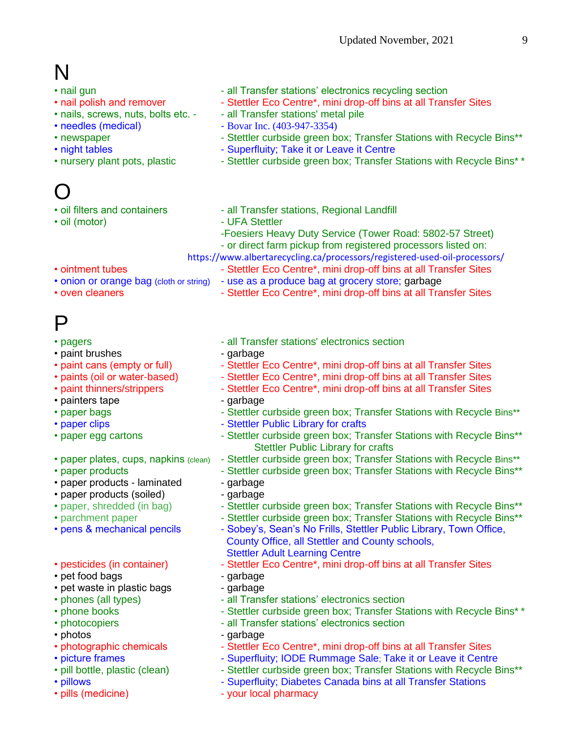# N

- nail gun - all Transfer stations' electronics recycling section
- nail polish and remover - Stettler Eco Centre*, mini drop-off bins at all Transfer Sites
- nails, screws, nuts, bolts etc. - - all Transfer stations' metal pile
- needles (medical) - Bovar Inc. (403-947-3354)
- newspaper - Stettler curbside green box; Transfer Stations with Recycle Bins**
- night tables - Superfluity; Take it or Leave it Centre
- nursery plant pots, plastic - Stettler curbside green box; Transfer Stations with Recycle Bins* *

# O

- oil filters and containers - all Transfer stations, Regional Landfill
- oil (motor) - UFA Stettler
  -Foesiers Heavy Duty Service (Tower Road: 5802-57 Street)
  - or direct farm pickup from registered processors listed on:
  https://www.albertarecycling.ca/processors/registered-used-oil-processors/
- ointment tubes - Stettler Eco Centre*, mini drop-off bins at all Transfer Sites
- onion or orange bag (cloth or string) - use as a produce bag at grocery store; garbage
- oven cleaners - Stettler Eco Centre*, mini drop-off bins at all Transfer Sites

# P

- pagers - all Transfer stations' electronics section
- paint brushes - garbage
- paint cans (empty or full) - Stettler Eco Centre*, mini drop-off bins at all Transfer Sites
- paints (oil or water-based) - Stettler Eco Centre*, mini drop-off bins at all Transfer Sites
- paint thinners/strippers - Stettler Eco Centre*, mini drop-off bins at all Transfer Sites
- painters tape - garbage
- paper bags - Stettler curbside green box; Transfer Stations with Recycle Bins**
- paper clips - Stettler Public Library for crafts
- paper egg cartons - Stettler curbside green box; Transfer Stations with Recycle Bins**
  Stettler Public Library for crafts
- paper plates, cups, napkins (clean) - Stettler curbside green box; Transfer Stations with Recycle Bins**
- paper products - Stettler curbside green box; Transfer Stations with Recycle Bins**
- paper products - laminated - garbage
- paper products (soiled) - garbage
- paper, shredded (in bag) - Stettler curbside green box; Transfer Stations with Recycle Bins**
- parchment paper - Stettler curbside green box; Transfer Stations with Recycle Bins**
- pens & mechanical pencils - Sobey's, Sean's No Frills, Stettler Public Library, Town Office, County Office, all Stettler and County schools, Stettler Adult Learning Centre
- pesticides (in container) - Stettler Eco Centre*, mini drop-off bins at all Transfer Sites
- pet food bags - garbage
- pet waste in plastic bags - garbage
- phones (all types) - all Transfer stations' electronics section
- phone books - Stettler curbside green box; Transfer Stations with Recycle Bins* *
- photocopiers - all Transfer stations' electronics section
- photos - garbage
- photographic chemicals - Stettler Eco Centre*, mini drop-off bins at all Transfer Sites
- picture frames - Superfluity; IODE Rummage Sale; Take it or Leave it Centre
- pill bottle, plastic (clean) - Stettler curbside green box; Transfer Stations with Recycle Bins**
- pillows - Superfluity; Diabetes Canada bins at all Transfer Stations
- pills (medicine) - your local pharmacy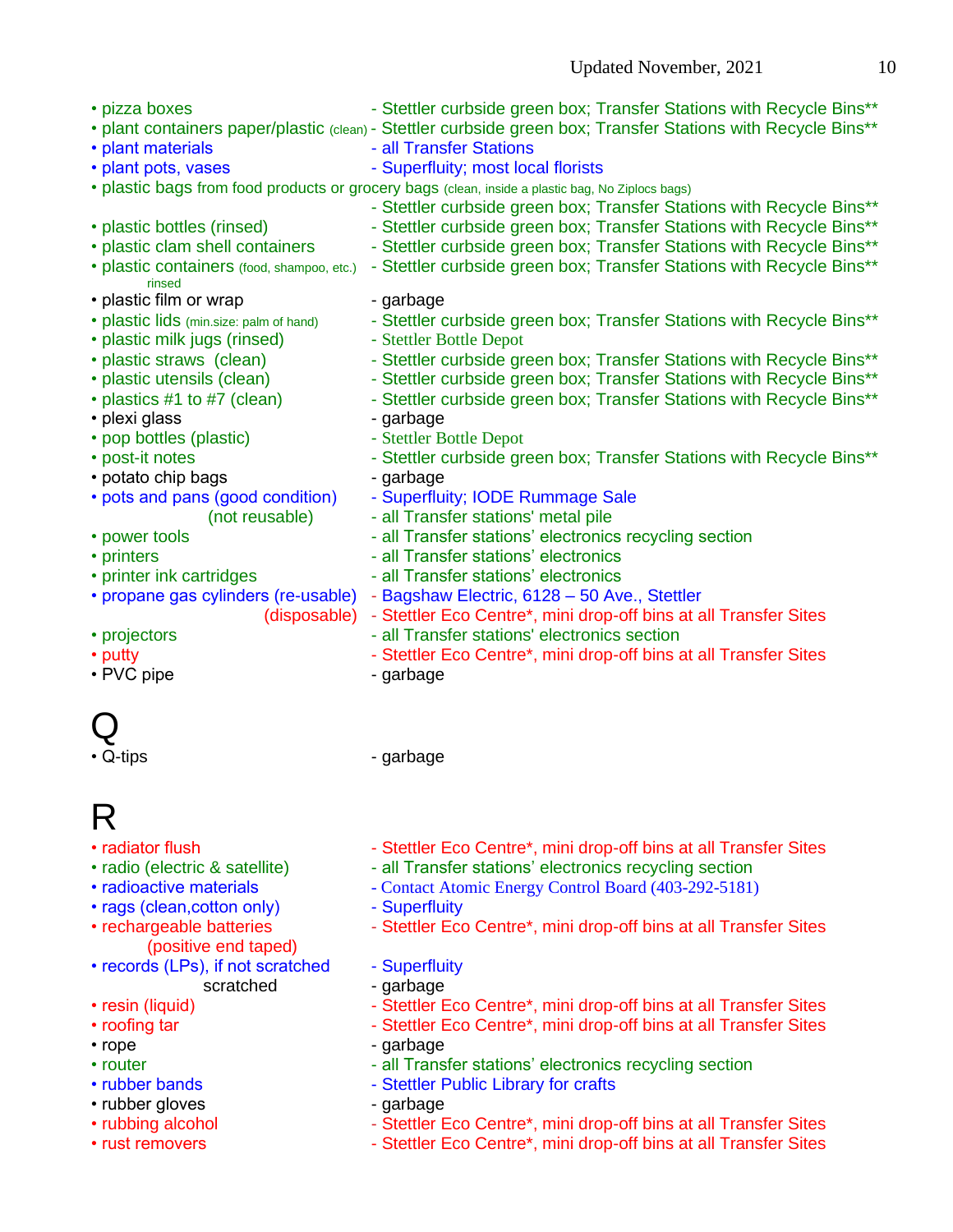- pizza boxes - Stettler curbside green box; Transfer Stations with Recycle Bins**
- plant containers paper/plastic (clean) - Stettler curbside green box; Transfer Stations with Recycle Bins**
- plant materials - all Transfer Stations
- plant pots, vases - Superfluity; most local florists
- plastic bags from food products or grocery bags (clean, inside a plastic bag, No Ziplocs bags) - Stettler curbside green box; Transfer Stations with Recycle Bins**
- plastic bottles (rinsed) - Stettler curbside green box; Transfer Stations with Recycle Bins**
- plastic clam shell containers - Stettler curbside green box; Transfer Stations with Recycle Bins**
- plastic containers (food, shampoo, etc.) rinsed - Stettler curbside green box; Transfer Stations with Recycle Bins**
- plastic film or wrap - garbage
- plastic lids (min.size: palm of hand) - Stettler curbside green box; Transfer Stations with Recycle Bins**
- plastic milk jugs (rinsed) - Stettler Bottle Depot
- plastic straws (clean) - Stettler curbside green box; Transfer Stations with Recycle Bins**
- plastic utensils (clean) - Stettler curbside green box; Transfer Stations with Recycle Bins**
- plastics #1 to #7 (clean) - Stettler curbside green box; Transfer Stations with Recycle Bins**
- plexi glass - garbage
- pop bottles (plastic) - Stettler Bottle Depot
- post-it notes - Stettler curbside green box; Transfer Stations with Recycle Bins**
- potato chip bags - garbage
- pots and pans (good condition) - Superfluity; IODE Rummage Sale
  (not reusable) - all Transfer stations' metal pile
- power tools - all Transfer stations' electronics recycling section
- printers - all Transfer stations' electronics
- printer ink cartridges - all Transfer stations' electronics
- propane gas cylinders (re-usable) - Bagshaw Electric, 6128 – 50 Ave., Stettler
  (disposable) - Stettler Eco Centre*, mini drop-off bins at all Transfer Sites
- projectors - all Transfer stations' electronics section
- putty - Stettler Eco Centre*, mini drop-off bins at all Transfer Sites
- PVC pipe - garbage

# Q

- Q-tips - garbage

# R

- radiator flush - Stettler Eco Centre*, mini drop-off bins at all Transfer Sites
- radio (electric & satellite) - all Transfer stations' electronics recycling section
- radioactive materials - Contact Atomic Energy Control Board (403-292-5181)
- rags (clean,cotton only) - Superfluity
- rechargeable batteries (positive end taped) - Stettler Eco Centre*, mini drop-off bins at all Transfer Sites
- records (LPs), if not scratched - Superfluity
  scratched - garbage
- resin (liquid) - Stettler Eco Centre*, mini drop-off bins at all Transfer Sites
- roofing tar - Stettler Eco Centre*, mini drop-off bins at all Transfer Sites
- rope - garbage
- router - all Transfer stations' electronics recycling section
- rubber bands - Stettler Public Library for crafts
- rubber gloves - garbage
- rubbing alcohol - Stettler Eco Centre*, mini drop-off bins at all Transfer Sites
- rust removers - Stettler Eco Centre*, mini drop-off bins at all Transfer Sites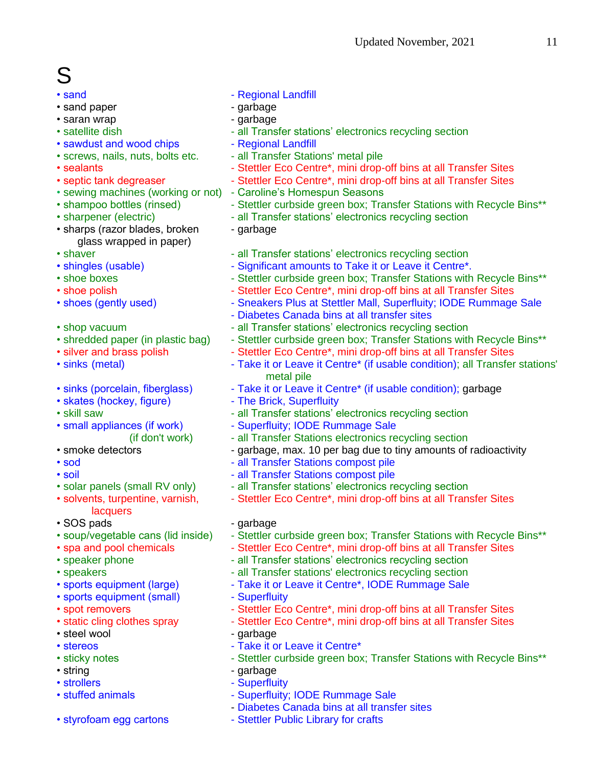# S

| Item | Disposal |
| --- | --- |
| • sand | - Regional Landfill |
| • sand paper | - garbage |
| • saran wrap | - garbage |
| • satellite dish | - all Transfer stations' electronics recycling section |
| • sawdust and wood chips | - Regional Landfill |
| • screws, nails, nuts, bolts etc. | - all Transfer Stations' metal pile |
| • sealants | - Stettler Eco Centre*, mini drop-off bins at all Transfer Sites |
| • septic tank degreaser | - Stettler Eco Centre*, mini drop-off bins at all Transfer Sites |
| • sewing machines (working or not) | - Caroline's Homespun Seasons |
| • shampoo bottles (rinsed) | - Stettler curbside green box; Transfer Stations with Recycle Bins** |
| • sharpener (electric) | - all Transfer stations' electronics recycling section |
| • sharps (razor blades, broken glass wrapped in paper) | - garbage |
| • shaver | - all Transfer stations' electronics recycling section |
| • shingles (usable) | - Significant amounts to Take it or Leave it Centre*. |
| • shoe boxes | - Stettler curbside green box; Transfer Stations with Recycle Bins** |
| • shoe polish | - Stettler Eco Centre*, mini drop-off bins at all Transfer Sites |
| • shoes (gently used) | - Sneakers Plus at Stettler Mall, Superfluity; IODE Rummage Sale<br>- Diabetes Canada bins at all transfer sites |
| • shop vacuum | - all Transfer stations' electronics recycling section |
| • shredded paper (in plastic bag) | - Stettler curbside green box; Transfer Stations with Recycle Bins** |
| • silver and brass polish | - Stettler Eco Centre*, mini drop-off bins at all Transfer Sites |
| • sinks (metal) | - Take it or Leave it Centre* (if usable condition); all Transfer stations' metal pile |
| • sinks (porcelain, fiberglass) | - Take it or Leave it Centre* (if usable condition); garbage |
| • skates (hockey, figure) | - The Brick, Superfluity |
| • skill saw | - all Transfer stations' electronics recycling section |
| • small appliances (if work) | - Superfluity; IODE Rummage Sale |
| (if don't work) | - all Transfer Stations electronics recycling section |
| • smoke detectors | - garbage, max. 10 per bag due to tiny amounts of radioactivity |
| • sod | - all Transfer Stations compost pile |
| • soil | - all Transfer Stations compost pile |
| • solar panels (small RV only) | - all Transfer stations' electronics recycling section |
| • solvents, turpentine, varnish, lacquers | - Stettler Eco Centre*, mini drop-off bins at all Transfer Sites |
| • SOS pads | - garbage |
| • soup/vegetable cans (lid inside) | - Stettler curbside green box; Transfer Stations with Recycle Bins** |
| • spa and pool chemicals | - Stettler Eco Centre*, mini drop-off bins at all Transfer Sites |
| • speaker phone | - all Transfer stations' electronics recycling section |
| • speakers | - all Transfer stations' electronics recycling section |
| • sports equipment (large) | - Take it or Leave it Centre*, IODE Rummage Sale |
| • sports equipment (small) | - Superfluity |
| • spot removers | - Stettler Eco Centre*, mini drop-off bins at all Transfer Sites |
| • static cling clothes spray | - Stettler Eco Centre*, mini drop-off bins at all Transfer Sites |
| • steel wool | - garbage |
| • stereos | - Take it or Leave it Centre* |
| • sticky notes | - Stettler curbside green box; Transfer Stations with Recycle Bins** |
| • string | - garbage |
| • strollers | - Superfluity |
| • stuffed animals | - Superfluity; IODE Rummage Sale<br>- Diabetes Canada bins at all transfer sites |
| • styrofoam egg cartons | - Stettler Public Library for crafts |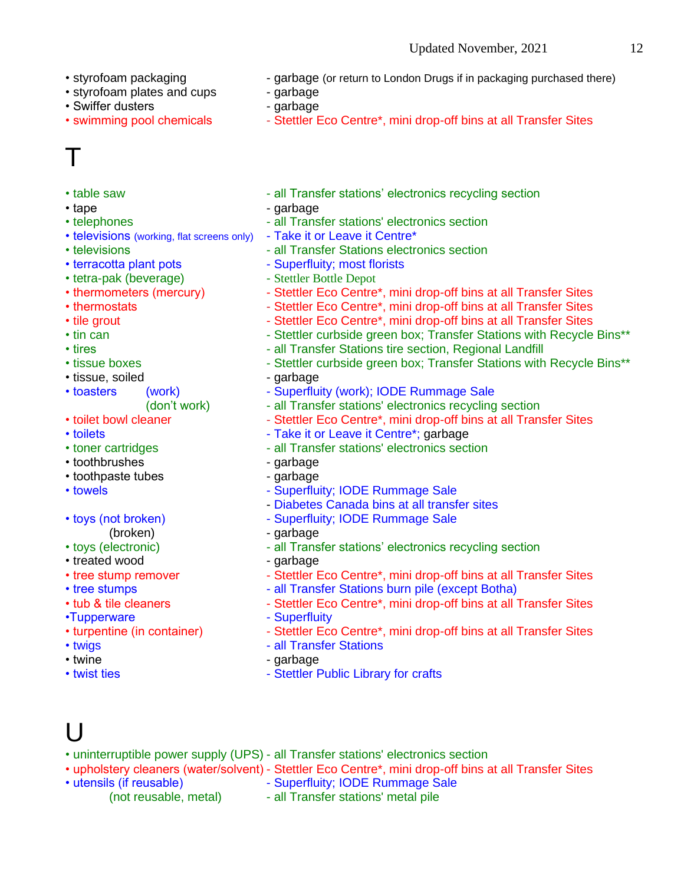- styrofoam packaging - garbage (or return to London Drugs if in packaging purchased there)
- styrofoam plates and cups - garbage
- Swiffer dusters - garbage
- swimming pool chemicals - Stettler Eco Centre*, mini drop-off bins at all Transfer Sites

# T

- table saw - all Transfer stations' electronics recycling section
- tape - garbage
- telephones - all Transfer stations' electronics section
- televisions (working, flat screens only) - Take it or Leave it Centre*
- televisions - all Transfer Stations electronics section
- terracotta plant pots - Superfluity; most florists
- tetra-pak (beverage) - Stettler Bottle Depot
- thermometers (mercury) - Stettler Eco Centre*, mini drop-off bins at all Transfer Sites
- thermostats - Stettler Eco Centre*, mini drop-off bins at all Transfer Sites
- tile grout - Stettler Eco Centre*, mini drop-off bins at all Transfer Sites
- tin can - Stettler curbside green box; Transfer Stations with Recycle Bins**
- tires - all Transfer Stations tire section, Regional Landfill
- tissue boxes - Stettler curbside green box; Transfer Stations with Recycle Bins**
- tissue, soiled - garbage
- toasters (work) - Superfluity (work); IODE Rummage Sale
  (don't work) - all Transfer stations' electronics recycling section
- toilet bowl cleaner - Stettler Eco Centre*, mini drop-off bins at all Transfer Sites
- toilets - Take it or Leave it Centre*; garbage
- toner cartridges - all Transfer stations' electronics section
- toothbrushes - garbage
- toothpaste tubes - garbage
- towels - Superfluity; IODE Rummage Sale
  - Diabetes Canada bins at all transfer sites
- toys (not broken) - Superfluity; IODE Rummage Sale
  (broken) - garbage
- toys (electronic) - all Transfer stations' electronics recycling section
- treated wood - garbage
- tree stump remover - Stettler Eco Centre*, mini drop-off bins at all Transfer Sites
- tree stumps - all Transfer Stations burn pile (except Botha)
- tub & tile cleaners - Stettler Eco Centre*, mini drop-off bins at all Transfer Sites
- Tupperware - Superfluity
- turpentine (in container) - Stettler Eco Centre*, mini drop-off bins at all Transfer Sites
- twigs - all Transfer Stations
- twine - garbage
- twist ties - Stettler Public Library for crafts

# U

- uninterruptible power supply (UPS) - all Transfer stations' electronics section
- upholstery cleaners (water/solvent) - Stettler Eco Centre*, mini drop-off bins at all Transfer Sites
- utensils (if reusable) - Superfluity; IODE Rummage Sale
  (not reusable, metal) - all Transfer stations' metal pile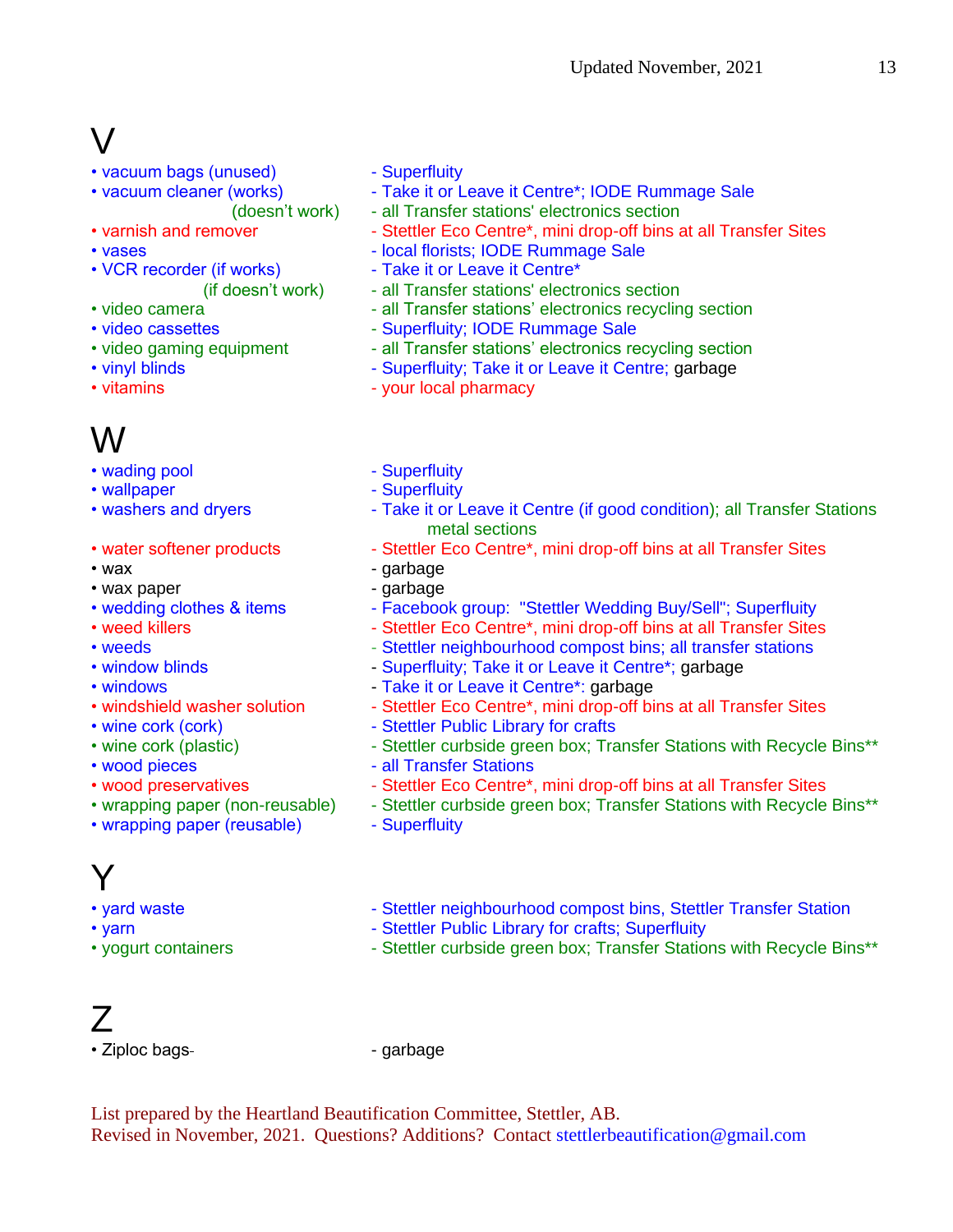# V

- vacuum bags (unused) - Superfluity
- vacuum cleaner (works) - Take it or Leave it Centre*; IODE Rummage Sale
  - (doesn't work) - all Transfer stations' electronics section
- varnish and remover - Stettler Eco Centre*, mini drop-off bins at all Transfer Sites
- vases - local florists; IODE Rummage Sale
- VCR recorder (if works) - Take it or Leave it Centre*
  - (if doesn't work) - all Transfer stations' electronics section
- video camera - all Transfer stations' electronics recycling section
- video cassettes - Superfluity; IODE Rummage Sale
- video gaming equipment - all Transfer stations' electronics recycling section
- vinyl blinds - Superfluity; Take it or Leave it Centre; garbage
- vitamins - your local pharmacy

# W

- wading pool - Superfluity
- wallpaper - Superfluity
- washers and dryers - Take it or Leave it Centre (if good condition); all Transfer Stations metal sections
- water softener products - Stettler Eco Centre*, mini drop-off bins at all Transfer Sites
- wax - garbage
- wax paper - garbage
- wedding clothes & items - Facebook group: "Stettler Wedding Buy/Sell"; Superfluity
- weed killers - Stettler Eco Centre*, mini drop-off bins at all Transfer Sites
- weeds - Stettler neighbourhood compost bins; all transfer stations
- window blinds - Superfluity; Take it or Leave it Centre*; garbage
- windows - Take it or Leave it Centre*: garbage
- windshield washer solution - Stettler Eco Centre*, mini drop-off bins at all Transfer Sites
- wine cork (cork) - Stettler Public Library for crafts
- wine cork (plastic) - Stettler curbside green box; Transfer Stations with Recycle Bins**
- wood pieces - all Transfer Stations
- wood preservatives - Stettler Eco Centre*, mini drop-off bins at all Transfer Sites
- wrapping paper (non-reusable) - Stettler curbside green box; Transfer Stations with Recycle Bins**
- wrapping paper (reusable) - Superfluity

# Y

- yard waste - Stettler neighbourhood compost bins, Stettler Transfer Station
- yarn - Stettler Public Library for crafts; Superfluity
- yogurt containers - Stettler curbside green box; Transfer Stations with Recycle Bins**

# Z

- Ziploc bags - garbage

List prepared by the Heartland Beautification Committee, Stettler, AB.
Revised in November, 2021. Questions? Additions? Contact stettlerbeautification@gmail.com